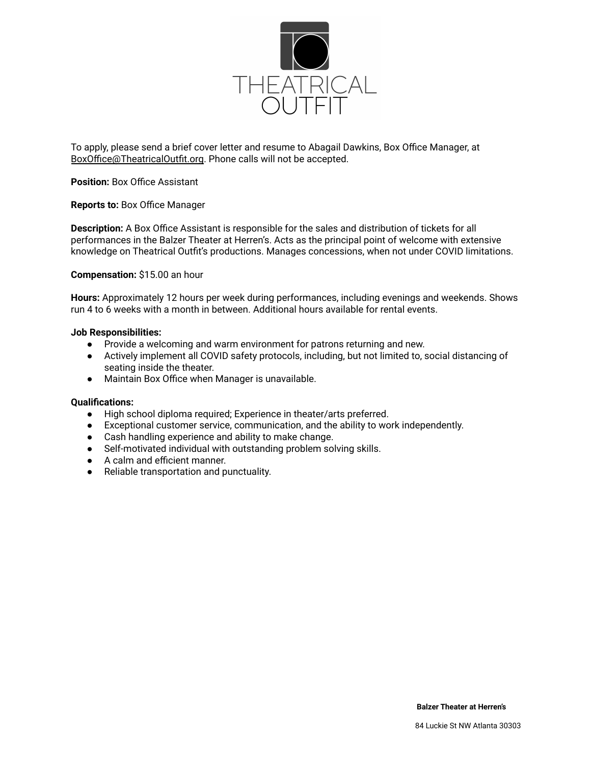THEATRICAL OUTFIT

To apply, please send a brief cover letter and resume to Abagail Dawkins, Box Office Manager, at BoxOffice@TheatricalOutfit.org. Phone calls will not be accepted.

**Position:** Box Office Assistant

**Reports to:** Box Office Manager

**Description:** A Box Office Assistant is responsible for the sales and distribution of tickets for all performances in the Balzer Theater at Herren's. Acts as the principal point of welcome with extensive knowledge on Theatrical Outfit's productions. Manages concessions, when not under COVID limitations.

**Compensation:** $15.00 an hour

**Hours:** Approximately 12 hours per week during performances, including evenings and weekends. Shows run 4 to 6 weeks with a month in between. Additional hours available for rental events.

**Job Responsibilities:**

- Provide a welcoming and warm environment for patrons returning and new.
- Actively implement all COVID safety protocols, including, but not limited to, social distancing of seating inside the theater.
- Maintain Box Office when Manager is unavailable.

**Qualifications:**

- High school diploma required; Experience in theater/arts preferred.
- Exceptional customer service, communication, and the ability to work independently.
- Cash handling experience and ability to make change.
- Self-motivated individual with outstanding problem solving skills.
- A calm and efficient manner.
- Reliable transportation and punctuality.

**Balzer Theater at Herren's**

84 Luckie St NW Atlanta 30303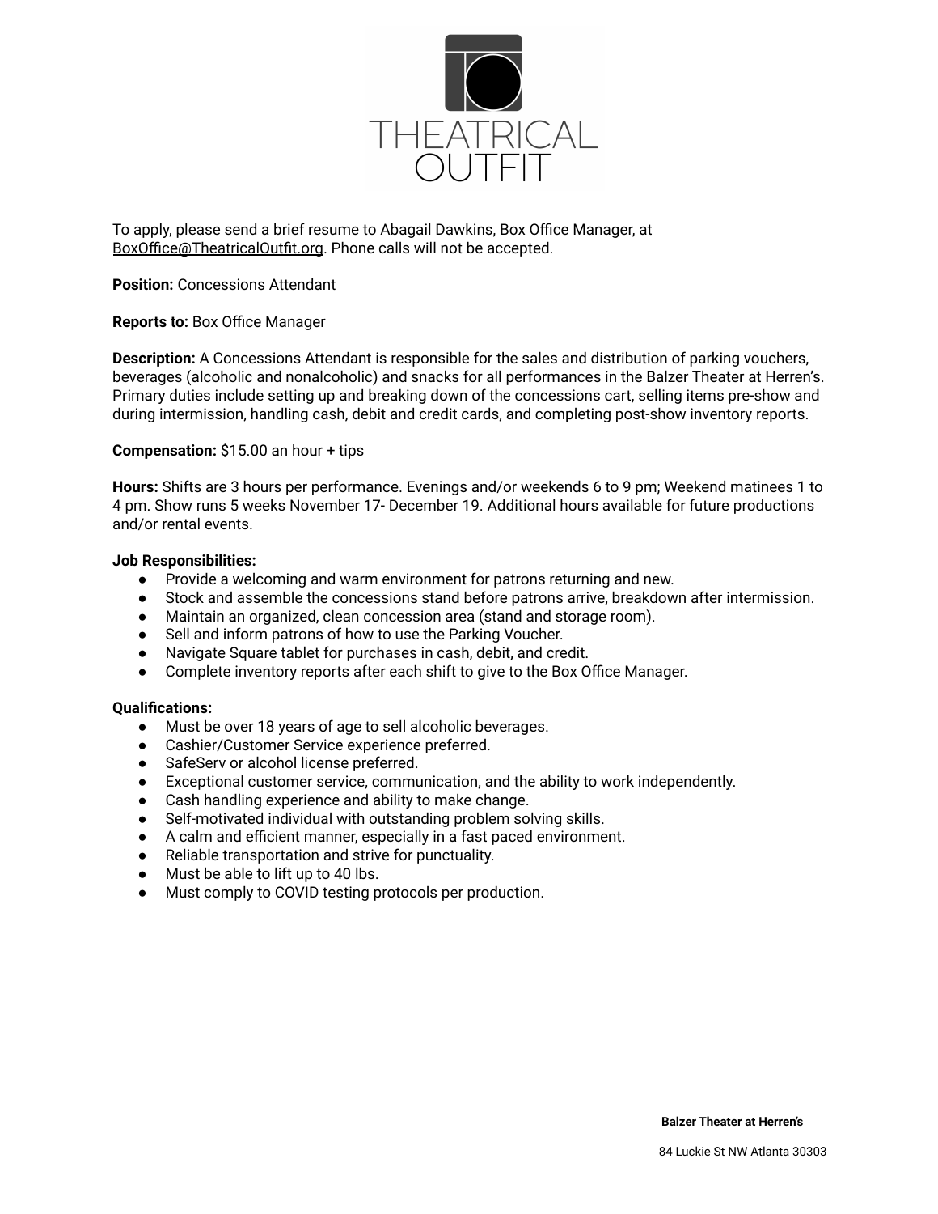To apply, please send a brief resume to Abagail Dawkins, Box Office Manager, at BoxOffice@TheatricalOutfit.org. Phone calls will not be accepted.

**Position:** Concessions Attendant

**Reports to:** Box Office Manager

**Description:** A Concessions Attendant is responsible for the sales and distribution of parking vouchers, beverages (alcoholic and nonalcoholic) and snacks for all performances in the Balzer Theater at Herren's. Primary duties include setting up and breaking down of the concessions cart, selling items pre-show and during intermission, handling cash, debit and credit cards, and completing post-show inventory reports.

**Compensation:** $15.00 an hour + tips

**Hours:** Shifts are 3 hours per performance. Evenings and/or weekends 6 to 9 pm; Weekend matinees 1 to 4 pm. Show runs 5 weeks November 17- December 19. Additional hours available for future productions and/or rental events.

**Job Responsibilities:**

- Provide a welcoming and warm environment for patrons returning and new.
- Stock and assemble the concessions stand before patrons arrive, breakdown after intermission.
- Maintain an organized, clean concession area (stand and storage room).
- Sell and inform patrons of how to use the Parking Voucher.
- Navigate Square tablet for purchases in cash, debit, and credit.
- Complete inventory reports after each shift to give to the Box Office Manager.

**Qualifications:**

- Must be over 18 years of age to sell alcoholic beverages.
- Cashier/Customer Service experience preferred.
- SafeServ or alcohol license preferred.
- Exceptional customer service, communication, and the ability to work independently.
- Cash handling experience and ability to make change.
- Self-motivated individual with outstanding problem solving skills.
- A calm and efficient manner, especially in a fast paced environment.
- Reliable transportation and strive for punctuality.
- Must be able to lift up to 40 lbs.
- Must comply to COVID testing protocols per production.